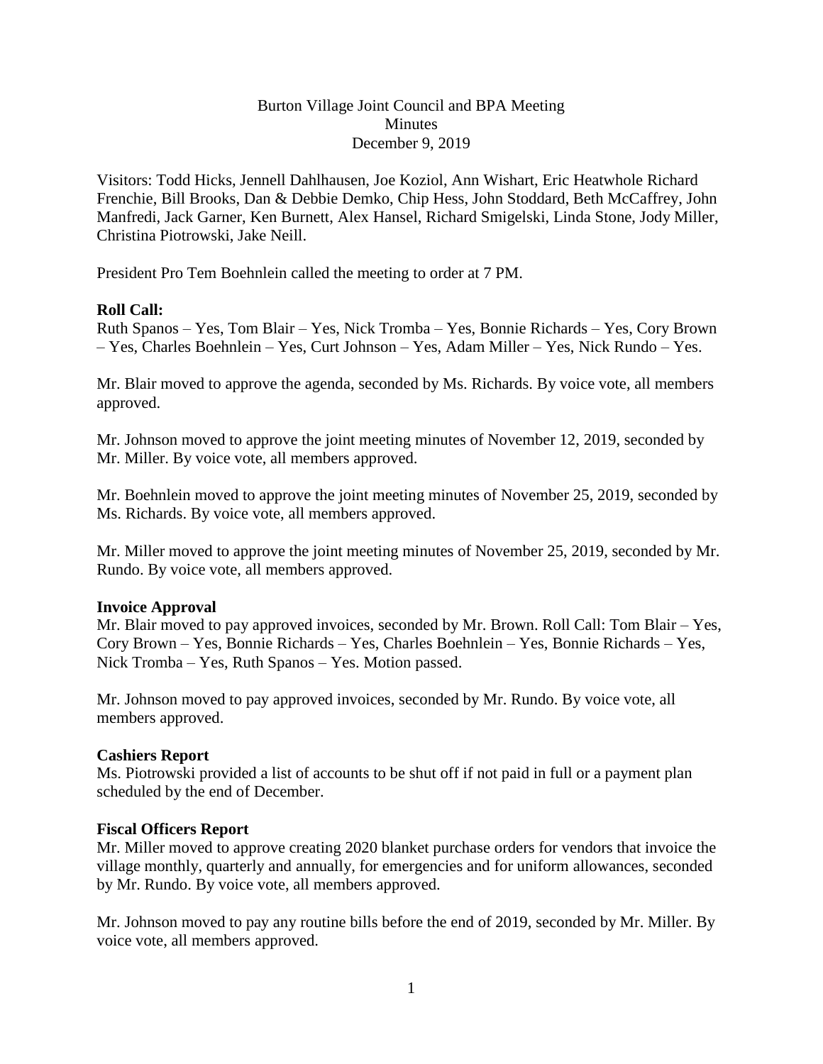Burton Village Joint Council and BPA Meeting
Minutes
December 9, 2019

Visitors: Todd Hicks, Jennell Dahlhausen, Joe Koziol, Ann Wishart, Eric Heatwhole Richard Frenchie, Bill Brooks, Dan & Debbie Demko, Chip Hess, John Stoddard, Beth McCaffrey, John Manfredi, Jack Garner, Ken Burnett, Alex Hansel, Richard Smigelski, Linda Stone, Jody Miller, Christina Piotrowski, Jake Neill.

President Pro Tem Boehnlein called the meeting to order at 7 PM.

**Roll Call:**
Ruth Spanos – Yes, Tom Blair – Yes, Nick Tromba – Yes, Bonnie Richards – Yes, Cory Brown – Yes, Charles Boehnlein – Yes, Curt Johnson – Yes, Adam Miller – Yes, Nick Rundo – Yes.

Mr. Blair moved to approve the agenda, seconded by Ms. Richards. By voice vote, all members approved.

Mr. Johnson moved to approve the joint meeting minutes of November 12, 2019, seconded by Mr. Miller. By voice vote, all members approved.

Mr. Boehnlein moved to approve the joint meeting minutes of November 25, 2019, seconded by Ms. Richards. By voice vote, all members approved.

Mr. Miller moved to approve the joint meeting minutes of November 25, 2019, seconded by Mr. Rundo. By voice vote, all members approved.

**Invoice Approval**
Mr. Blair moved to pay approved invoices, seconded by Mr. Brown. Roll Call: Tom Blair – Yes, Cory Brown – Yes, Bonnie Richards – Yes, Charles Boehnlein – Yes, Bonnie Richards – Yes, Nick Tromba – Yes, Ruth Spanos – Yes. Motion passed.

Mr. Johnson moved to pay approved invoices, seconded by Mr. Rundo. By voice vote, all members approved.

**Cashiers Report**
Ms. Piotrowski provided a list of accounts to be shut off if not paid in full or a payment plan scheduled by the end of December.

**Fiscal Officers Report**
Mr. Miller moved to approve creating 2020 blanket purchase orders for vendors that invoice the village monthly, quarterly and annually, for emergencies and for uniform allowances, seconded by Mr. Rundo. By voice vote, all members approved.

Mr. Johnson moved to pay any routine bills before the end of 2019, seconded by Mr. Miller. By voice vote, all members approved.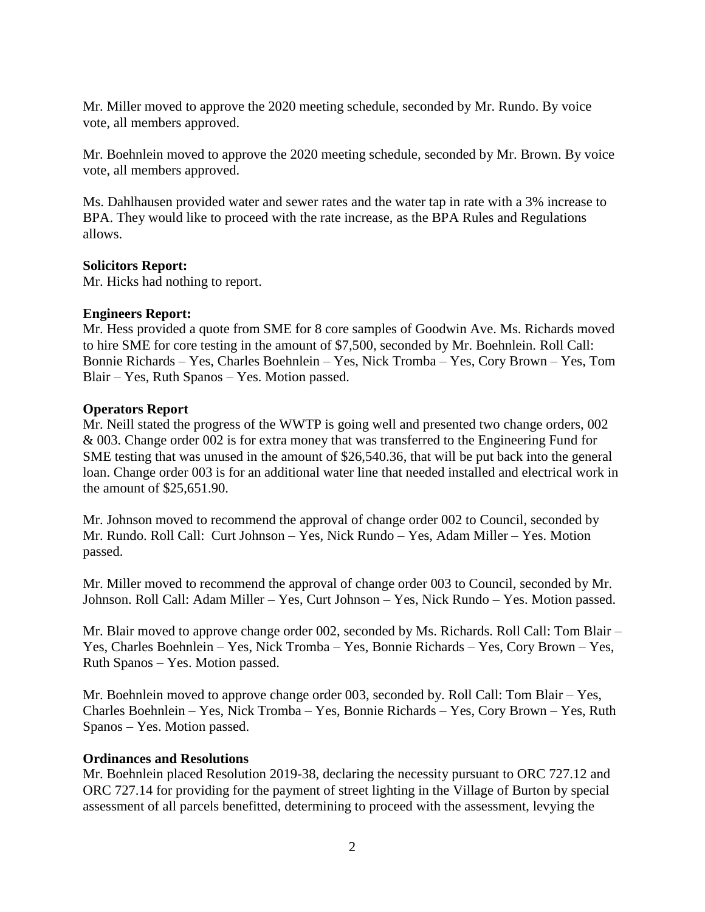Mr. Miller moved to approve the 2020 meeting schedule, seconded by Mr. Rundo. By voice vote, all members approved.

Mr. Boehnlein moved to approve the 2020 meeting schedule, seconded by Mr. Brown. By voice vote, all members approved.

Ms. Dahlhausen provided water and sewer rates and the water tap in rate with a 3% increase to BPA. They would like to proceed with the rate increase, as the BPA Rules and Regulations allows.

**Solicitors Report:**
Mr. Hicks had nothing to report.

**Engineers Report:**
Mr. Hess provided a quote from SME for 8 core samples of Goodwin Ave. Ms. Richards moved to hire SME for core testing in the amount of $7,500, seconded by Mr. Boehnlein. Roll Call: Bonnie Richards – Yes, Charles Boehnlein – Yes, Nick Tromba – Yes, Cory Brown – Yes, Tom Blair – Yes, Ruth Spanos – Yes. Motion passed.

**Operators Report**
Mr. Neill stated the progress of the WWTP is going well and presented two change orders, 002 & 003. Change order 002 is for extra money that was transferred to the Engineering Fund for SME testing that was unused in the amount of $26,540.36, that will be put back into the general loan. Change order 003 is for an additional water line that needed installed and electrical work in the amount of $25,651.90.

Mr. Johnson moved to recommend the approval of change order 002 to Council, seconded by Mr. Rundo. Roll Call: Curt Johnson – Yes, Nick Rundo – Yes, Adam Miller – Yes. Motion passed.

Mr. Miller moved to recommend the approval of change order 003 to Council, seconded by Mr. Johnson. Roll Call: Adam Miller – Yes, Curt Johnson – Yes, Nick Rundo – Yes. Motion passed.

Mr. Blair moved to approve change order 002, seconded by Ms. Richards. Roll Call: Tom Blair – Yes, Charles Boehnlein – Yes, Nick Tromba – Yes, Bonnie Richards – Yes, Cory Brown – Yes, Ruth Spanos – Yes. Motion passed.

Mr. Boehnlein moved to approve change order 003, seconded by. Roll Call: Tom Blair – Yes, Charles Boehnlein – Yes, Nick Tromba – Yes, Bonnie Richards – Yes, Cory Brown – Yes, Ruth Spanos – Yes. Motion passed.

**Ordinances and Resolutions**
Mr. Boehnlein placed Resolution 2019-38, declaring the necessity pursuant to ORC 727.12 and ORC 727.14 for providing for the payment of street lighting in the Village of Burton by special assessment of all parcels benefitted, determining to proceed with the assessment, levying the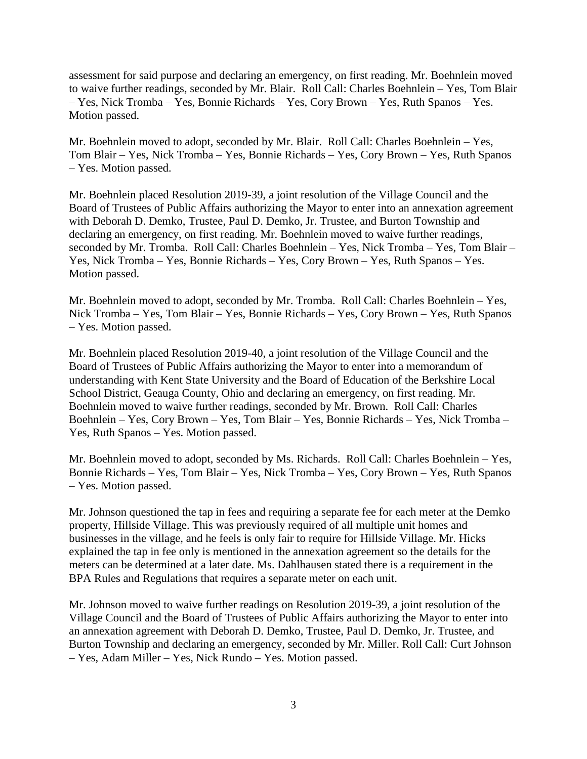assessment for said purpose and declaring an emergency, on first reading. Mr. Boehnlein moved to waive further readings, seconded by Mr. Blair. Roll Call: Charles Boehnlein – Yes, Tom Blair – Yes, Nick Tromba – Yes, Bonnie Richards – Yes, Cory Brown – Yes, Ruth Spanos – Yes. Motion passed.

Mr. Boehnlein moved to adopt, seconded by Mr. Blair. Roll Call: Charles Boehnlein – Yes, Tom Blair – Yes, Nick Tromba – Yes, Bonnie Richards – Yes, Cory Brown – Yes, Ruth Spanos – Yes. Motion passed.

Mr. Boehnlein placed Resolution 2019-39, a joint resolution of the Village Council and the Board of Trustees of Public Affairs authorizing the Mayor to enter into an annexation agreement with Deborah D. Demko, Trustee, Paul D. Demko, Jr. Trustee, and Burton Township and declaring an emergency, on first reading. Mr. Boehnlein moved to waive further readings, seconded by Mr. Tromba. Roll Call: Charles Boehnlein – Yes, Nick Tromba – Yes, Tom Blair – Yes, Nick Tromba – Yes, Bonnie Richards – Yes, Cory Brown – Yes, Ruth Spanos – Yes. Motion passed.

Mr. Boehnlein moved to adopt, seconded by Mr. Tromba. Roll Call: Charles Boehnlein – Yes, Nick Tromba – Yes, Tom Blair – Yes, Bonnie Richards – Yes, Cory Brown – Yes, Ruth Spanos – Yes. Motion passed.

Mr. Boehnlein placed Resolution 2019-40, a joint resolution of the Village Council and the Board of Trustees of Public Affairs authorizing the Mayor to enter into a memorandum of understanding with Kent State University and the Board of Education of the Berkshire Local School District, Geauga County, Ohio and declaring an emergency, on first reading. Mr. Boehnlein moved to waive further readings, seconded by Mr. Brown. Roll Call: Charles Boehnlein – Yes, Cory Brown – Yes, Tom Blair – Yes, Bonnie Richards – Yes, Nick Tromba – Yes, Ruth Spanos – Yes. Motion passed.

Mr. Boehnlein moved to adopt, seconded by Ms. Richards. Roll Call: Charles Boehnlein – Yes, Bonnie Richards – Yes, Tom Blair – Yes, Nick Tromba – Yes, Cory Brown – Yes, Ruth Spanos – Yes. Motion passed.

Mr. Johnson questioned the tap in fees and requiring a separate fee for each meter at the Demko property, Hillside Village. This was previously required of all multiple unit homes and businesses in the village, and he feels is only fair to require for Hillside Village. Mr. Hicks explained the tap in fee only is mentioned in the annexation agreement so the details for the meters can be determined at a later date. Ms. Dahlhausen stated there is a requirement in the BPA Rules and Regulations that requires a separate meter on each unit.

Mr. Johnson moved to waive further readings on Resolution 2019-39, a joint resolution of the Village Council and the Board of Trustees of Public Affairs authorizing the Mayor to enter into an annexation agreement with Deborah D. Demko, Trustee, Paul D. Demko, Jr. Trustee, and Burton Township and declaring an emergency, seconded by Mr. Miller. Roll Call: Curt Johnson – Yes, Adam Miller – Yes, Nick Rundo – Yes. Motion passed.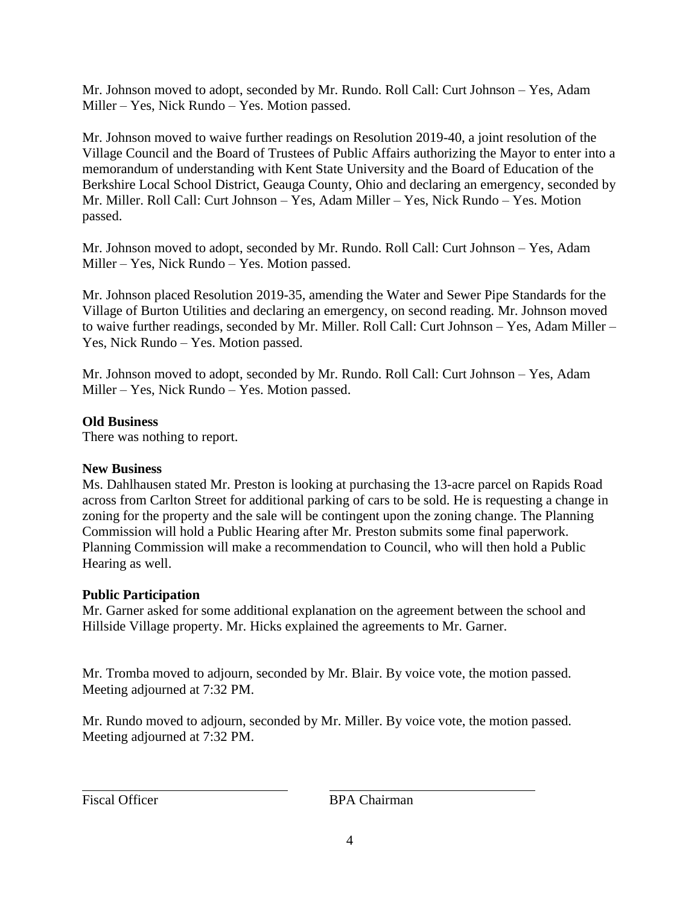Mr. Johnson moved to adopt, seconded by Mr. Rundo. Roll Call: Curt Johnson – Yes, Adam Miller – Yes, Nick Rundo – Yes. Motion passed.

Mr. Johnson moved to waive further readings on Resolution 2019-40, a joint resolution of the Village Council and the Board of Trustees of Public Affairs authorizing the Mayor to enter into a memorandum of understanding with Kent State University and the Board of Education of the Berkshire Local School District, Geauga County, Ohio and declaring an emergency, seconded by Mr. Miller. Roll Call: Curt Johnson – Yes, Adam Miller – Yes, Nick Rundo – Yes. Motion passed.

Mr. Johnson moved to adopt, seconded by Mr. Rundo. Roll Call: Curt Johnson – Yes, Adam Miller – Yes, Nick Rundo – Yes. Motion passed.

Mr. Johnson placed Resolution 2019-35, amending the Water and Sewer Pipe Standards for the Village of Burton Utilities and declaring an emergency, on second reading. Mr. Johnson moved to waive further readings, seconded by Mr. Miller. Roll Call: Curt Johnson – Yes, Adam Miller – Yes, Nick Rundo – Yes. Motion passed.

Mr. Johnson moved to adopt, seconded by Mr. Rundo. Roll Call: Curt Johnson – Yes, Adam Miller – Yes, Nick Rundo – Yes. Motion passed.

**Old Business**
There was nothing to report.

**New Business**
Ms. Dahlhausen stated Mr. Preston is looking at purchasing the 13-acre parcel on Rapids Road across from Carlton Street for additional parking of cars to be sold. He is requesting a change in zoning for the property and the sale will be contingent upon the zoning change. The Planning Commission will hold a Public Hearing after Mr. Preston submits some final paperwork. Planning Commission will make a recommendation to Council, who will then hold a Public Hearing as well.

**Public Participation**
Mr. Garner asked for some additional explanation on the agreement between the school and Hillside Village property. Mr. Hicks explained the agreements to Mr. Garner.

Mr. Tromba moved to adjourn, seconded by Mr. Blair. By voice vote, the motion passed. Meeting adjourned at 7:32 PM.

Mr. Rundo moved to adjourn, seconded by Mr. Miller. By voice vote, the motion passed. Meeting adjourned at 7:32 PM.

______________________________ ______________________________
Fiscal Officer BPA Chairman